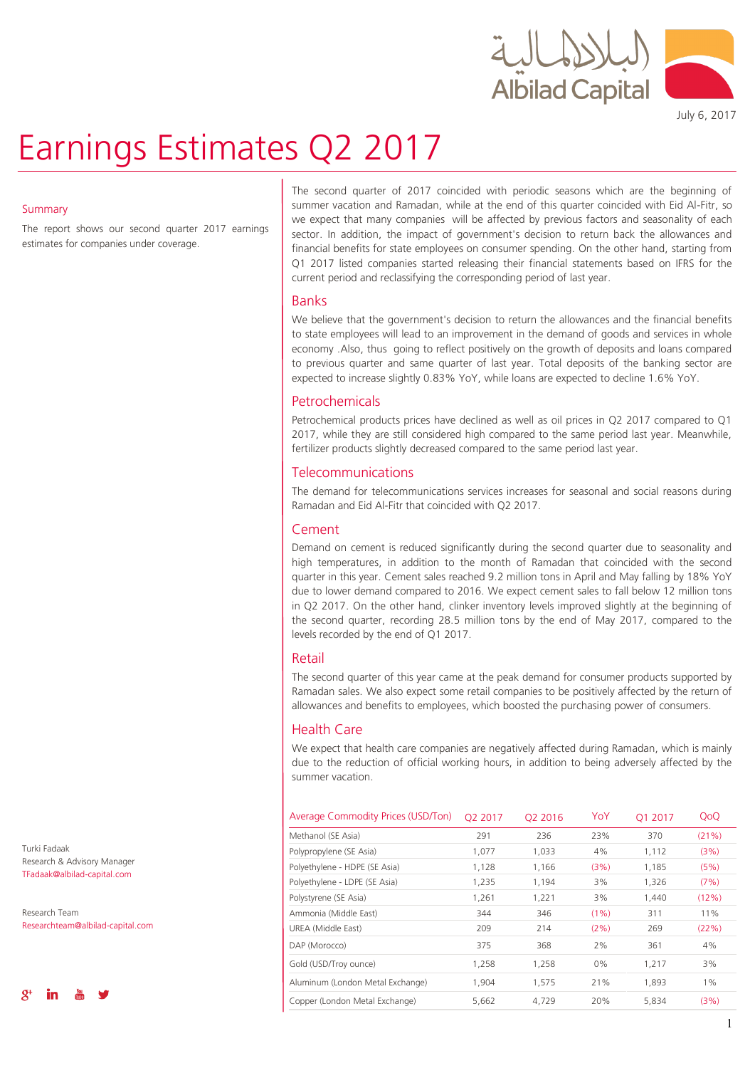July 6, 2017

# Earnings Estimates Q2 2017

## Summary

The report shows our second quarter 2017 earnings estimates for companies under coverage.

The second quarter of 2017 coincided with periodic seasons which are the beginning of summer vacation and Ramadan, while at the end of this quarter coincided with Eid Al-Fitr, so we expect that many companies will be affected by previous factors and seasonality of each sector. In addition, the impact of government's decision to return back the allowances and financial benefits for state employees on consumer spending. On the other hand, starting from Q1 2017 listed companies started releasing their financial statements based on IFRS for the current period and reclassifying the corresponding period of last year.

## Banks

We believe that the government's decision to return the allowances and the financial benefits to state employees will lead to an improvement in the demand of goods and services in whole economy .Also, thus going to reflect positively on the growth of deposits and loans compared to previous quarter and same quarter of last year. Total deposits of the banking sector are expected to increase slightly 0.83% YoY, while loans are expected to decline 1.6% YoY.

## Petrochemicals

Petrochemical products prices have declined as well as oil prices in Q2 2017 compared to Q1 2017, while they are still considered high compared to the same period last year. Meanwhile, fertilizer products slightly decreased compared to the same period last year.

## Telecommunications

The demand for telecommunications services increases for seasonal and social reasons during Ramadan and Eid Al-Fitr that coincided with Q2 2017.

## Cement

Demand on cement is reduced significantly during the second quarter due to seasonality and high temperatures, in addition to the month of Ramadan that coincided with the second quarter in this year. Cement sales reached 9.2 million tons in April and May falling by 18% YoY due to lower demand compared to 2016. We expect cement sales to fall below 12 million tons in Q2 2017. On the other hand, clinker inventory levels improved slightly at the beginning of the second quarter, recording 28.5 million tons by the end of May 2017, compared to the levels recorded by the end of Q1 2017.

## Retail

The second quarter of this year came at the peak demand for consumer products supported by Ramadan sales. We also expect some retail companies to be positively affected by the return of allowances and benefits to employees, which boosted the purchasing power of consumers.

## Health Care

We expect that health care companies are negatively affected during Ramadan, which is mainly due to the reduction of official working hours, in addition to being adversely affected by the summer vacation.

| Average Commodity Prices (USD/Ton) | Q2 2017 | Q2 2016 | YoY | Q1 2017 | QoQ |
|---|---|---|---|---|---|
| Methanol (SE Asia) | 291 | 236 | 23% | 370 | (21%) |
| Polypropylene (SE Asia) | 1,077 | 1,033 | 4% | 1,112 | (3%) |
| Polyethylene - HDPE (SE Asia) | 1,128 | 1,166 | (3%) | 1,185 | (5%) |
| Polyethylene - LDPE (SE Asia) | 1,235 | 1,194 | 3% | 1,326 | (7%) |
| Polystyrene (SE Asia) | 1,261 | 1,221 | 3% | 1,440 | (12%) |
| Ammonia (Middle East) | 344 | 346 | (1%) | 311 | 11% |
| UREA (Middle East) | 209 | 214 | (2%) | 269 | (22%) |
| DAP (Morocco) | 375 | 368 | 2% | 361 | 4% |
| Gold (USD/Troy ounce) | 1,258 | 1,258 | 0% | 1,217 | 3% |
| Aluminum (London Metal Exchange) | 1,904 | 1,575 | 21% | 1,893 | 1% |
| Copper (London Metal Exchange) | 5,662 | 4,729 | 20% | 5,834 | (3%) |

Turki Fadaak
Research & Advisory Manager
TFadaak@albilad-capital.com

Research Team
Researchteam@albilad-capital.com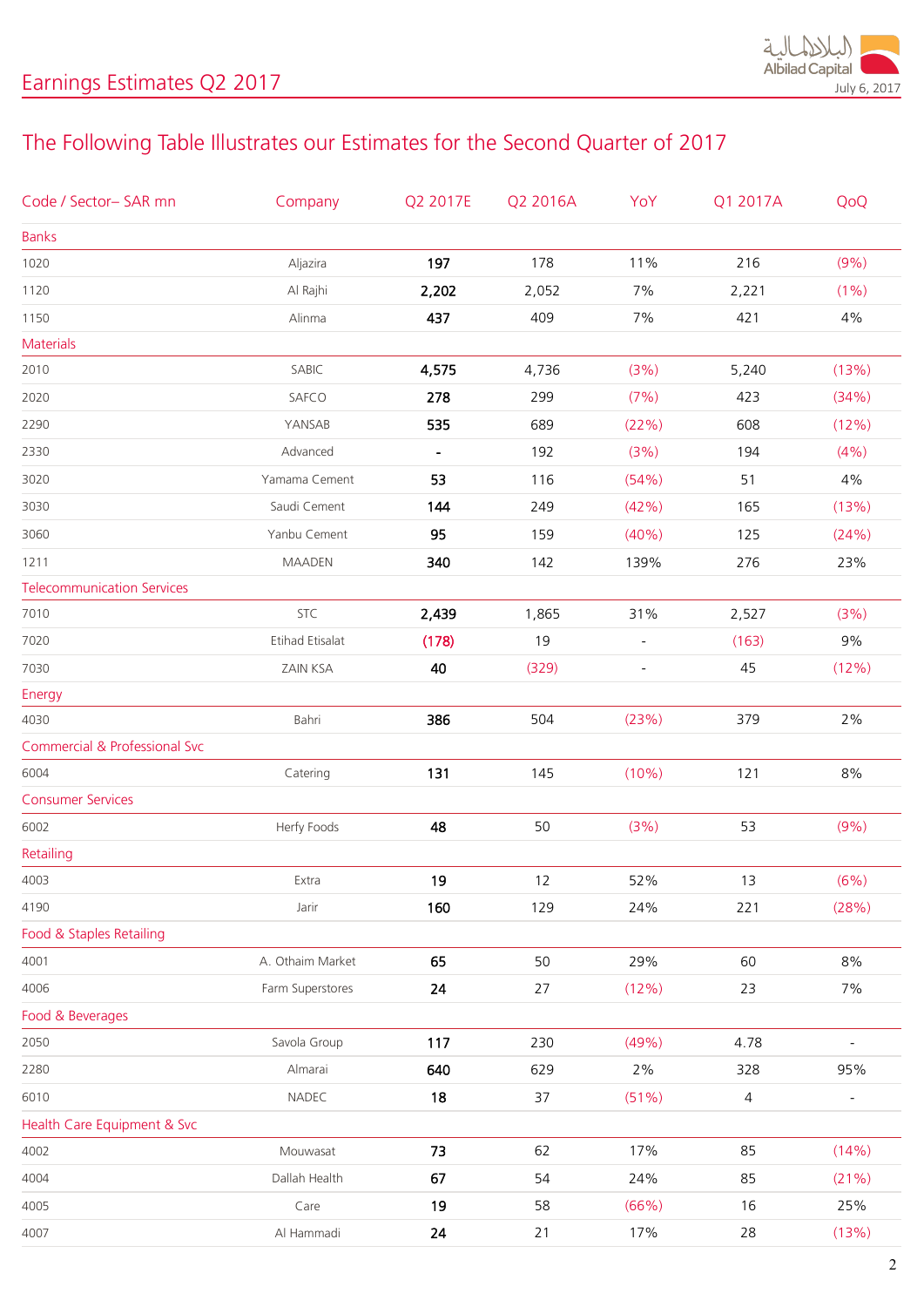## The Following Table Illustrates our Estimates for the Second Quarter of 2017

| Code / Sector– SAR mn | Company | Q2 2017E | Q2 2016A | YoY | Q1 2017A | QoQ |
|---|---|---|---|---|---|---|
| **Banks** | | | | | | |
| 1020 | Aljazira | **197** | 178 | 11% | 216 | (9%) |
| 1120 | Al Rajhi | **2,202** | 2,052 | 7% | 2,221 | (1%) |
| 1150 | Alinma | **437** | 409 | 7% | 421 | 4% |
| **Materials** | | | | | | |
| 2010 | SABIC | **4,575** | 4,736 | (3%) | 5,240 | (13%) |
| 2020 | SAFCO | **278** | 299 | (7%) | 423 | (34%) |
| 2290 | YANSAB | **535** | 689 | (22%) | 608 | (12%) |
| 2330 | Advanced | **-** | 192 | (3%) | 194 | (4%) |
| 3020 | Yamama Cement | **53** | 116 | (54%) | 51 | 4% |
| 3030 | Saudi Cement | **144** | 249 | (42%) | 165 | (13%) |
| 3060 | Yanbu Cement | **95** | 159 | (40%) | 125 | (24%) |
| 1211 | MAADEN | **340** | 142 | 139% | 276 | 23% |
| **Telecommunication Services** | | | | | | |
| 7010 | STC | **2,439** | 1,865 | 31% | 2,527 | (3%) |
| 7020 | Etihad Etisalat | **(178)** | 19 | - | (163) | 9% |
| 7030 | ZAIN KSA | **40** | (329) | - | 45 | (12%) |
| **Energy** | | | | | | |
| 4030 | Bahri | **386** | 504 | (23%) | 379 | 2% |
| **Commercial & Professional Svc** | | | | | | |
| 6004 | Catering | **131** | 145 | (10%) | 121 | 8% |
| **Consumer Services** | | | | | | |
| 6002 | Herfy Foods | **48** | 50 | (3%) | 53 | (9%) |
| **Retailing** | | | | | | |
| 4003 | Extra | **19** | 12 | 52% | 13 | (6%) |
| 4190 | Jarir | **160** | 129 | 24% | 221 | (28%) |
| **Food & Staples Retailing** | | | | | | |
| 4001 | A. Othaim Market | **65** | 50 | 29% | 60 | 8% |
| 4006 | Farm Superstores | **24** | 27 | (12%) | 23 | 7% |
| **Food & Beverages** | | | | | | |
| 2050 | Savola Group | **117** | 230 | (49%) | 4.78 | - |
| 2280 | Almarai | **640** | 629 | 2% | 328 | 95% |
| 6010 | NADEC | **18** | 37 | (51%) | 4 | - |
| **Health Care Equipment & Svc** | | | | | | |
| 4002 | Mouwasat | **73** | 62 | 17% | 85 | (14%) |
| 4004 | Dallah Health | **67** | 54 | 24% | 85 | (21%) |
| 4005 | Care | **19** | 58 | (66%) | 16 | 25% |
| 4007 | Al Hammadi | **24** | 21 | 17% | 28 | (13%) |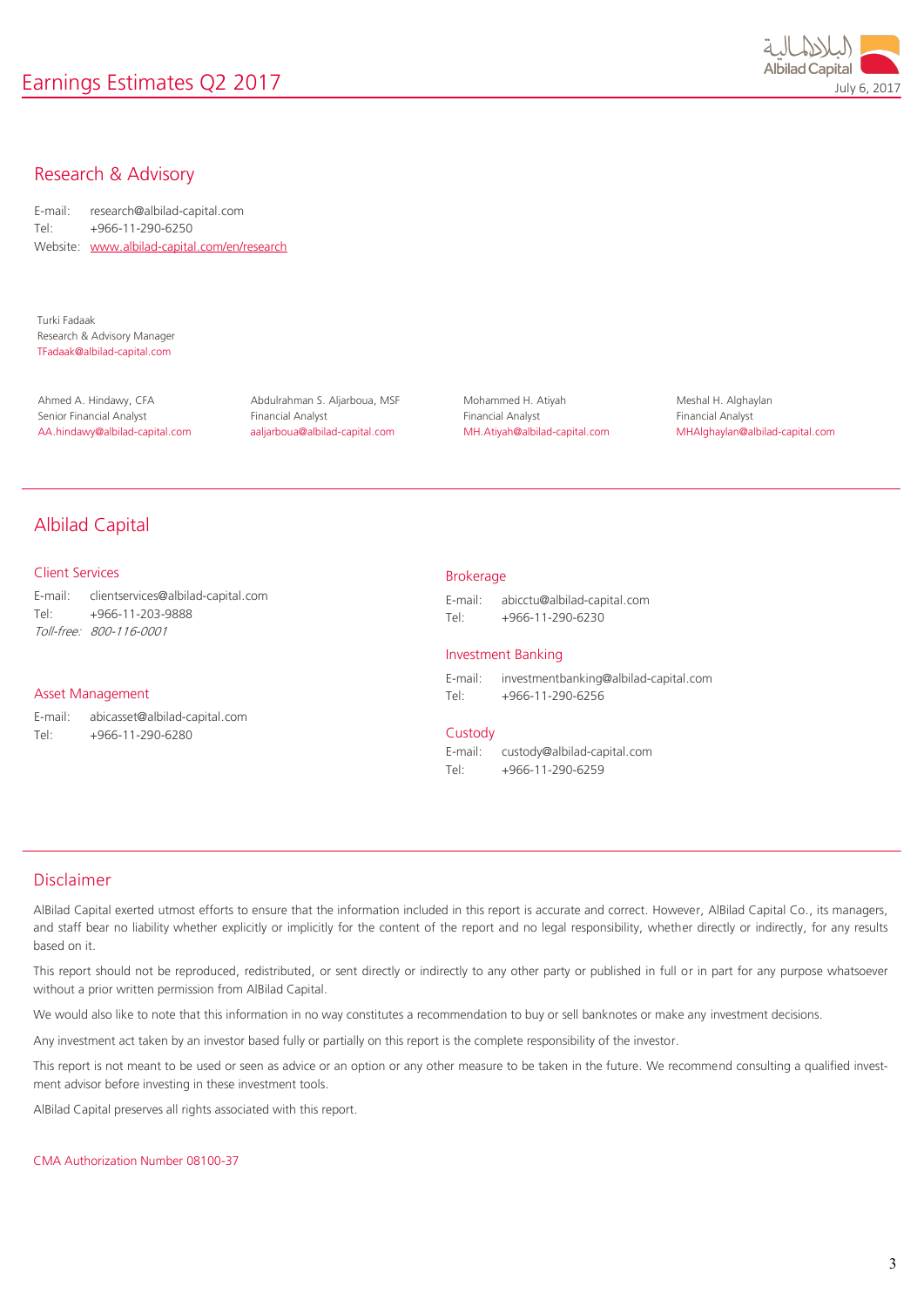## Research & Advisory

E-mail: research@albilad-capital.com
Tel: +966-11-290-6250
Website: www.albilad-capital.com/en/research

Turki Fadaak
Research & Advisory Manager
TFadaak@albilad-capital.com

Ahmed A. Hindawy, CFA
Senior Financial Analyst
AA.hindawy@albilad-capital.com

Abdulrahman S. Aljarboua, MSF
Financial Analyst
aaljarboua@albilad-capital.com

Mohammed H. Atiyah
Financial Analyst
MH.Atiyah@albilad-capital.com

Meshal H. Alghaylan
Financial Analyst
MHAlghaylan@albilad-capital.com

## Albilad Capital

### Client Services

E-mail: clientservices@albilad-capital.com
Tel: +966-11-203-9888
*Toll-free: 800-116-0001*

### Asset Management

E-mail: abicasset@albilad-capital.com
Tel: +966-11-290-6280

### Brokerage

E-mail: abicctu@albilad-capital.com
Tel: +966-11-290-6230

### Investment Banking

E-mail: investmentbanking@albilad-capital.com
Tel: +966-11-290-6256

### Custody

E-mail: custody@albilad-capital.com
Tel: +966-11-290-6259

## Disclaimer

AlBilad Capital exerted utmost efforts to ensure that the information included in this report is accurate and correct. However, AlBilad Capital Co., its managers, and staff bear no liability whether explicitly or implicitly for the content of the report and no legal responsibility, whether directly or indirectly, for any results based on it.

This report should not be reproduced, redistributed, or sent directly or indirectly to any other party or published in full or in part for any purpose whatsoever without a prior written permission from AlBilad Capital.

We would also like to note that this information in no way constitutes a recommendation to buy or sell banknotes or make any investment decisions.

Any investment act taken by an investor based fully or partially on this report is the complete responsibility of the investor.

This report is not meant to be used or seen as advice or an option or any other measure to be taken in the future. We recommend consulting a qualified investment advisor before investing in these investment tools.

AlBilad Capital preserves all rights associated with this report.

CMA Authorization Number 08100-37